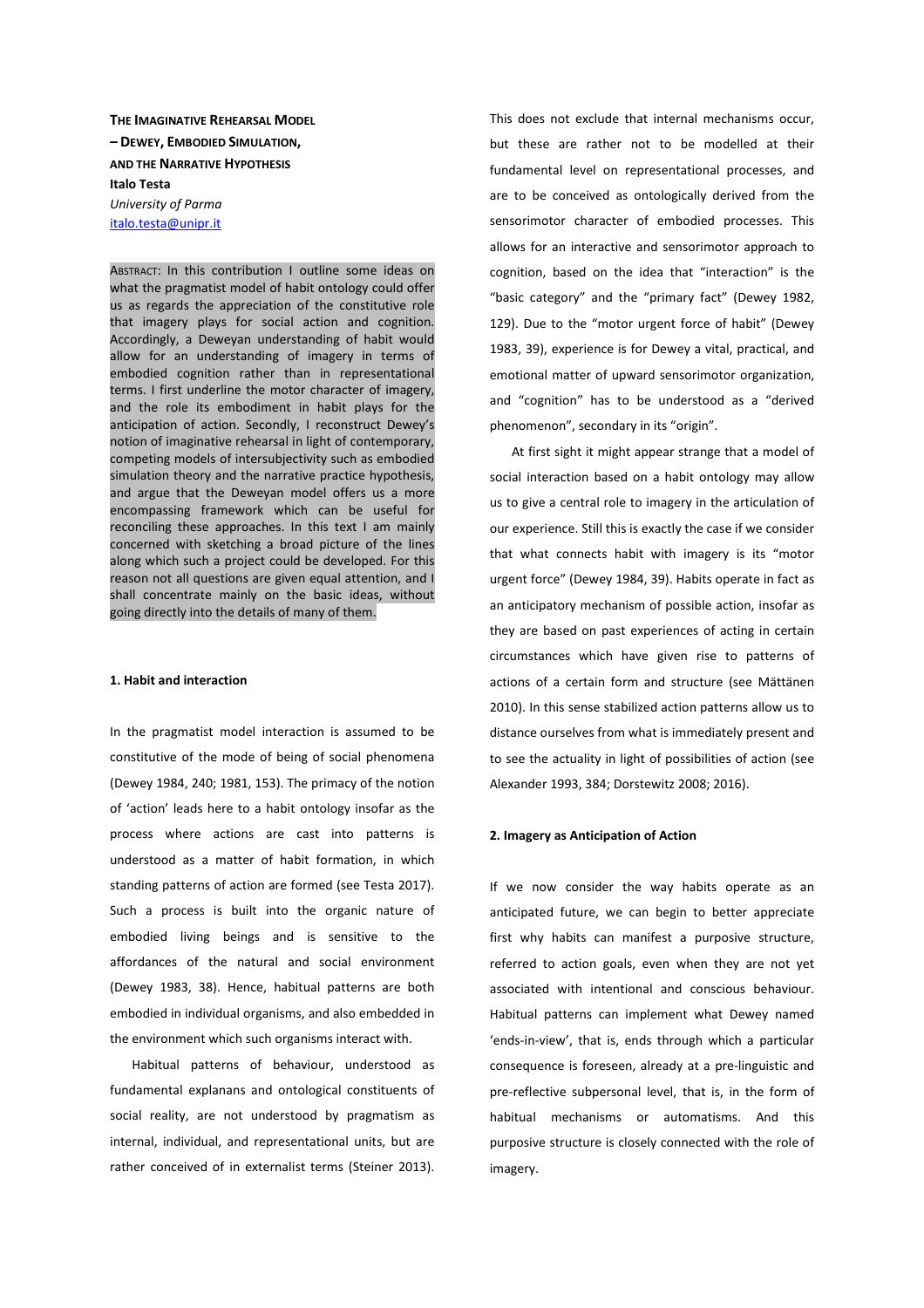# THE IMAGINATIVE REHEARSAL MODEL – DEWEY, EMBODIED SIMULATION, AND THE NARRATIVE HYPOTHESIS

**Italo Testa**
*University of Parma*
italo.testa@unipr.it

ABSTRACT: In this contribution I outline some ideas on what the pragmatist model of habit ontology could offer us as regards the appreciation of the constitutive role that imagery plays for social action and cognition. Accordingly, a Deweyan understanding of habit would allow for an understanding of imagery in terms of embodied cognition rather than in representational terms. I first underline the motor character of imagery, and the role its embodiment in habit plays for the anticipation of action. Secondly, I reconstruct Dewey's notion of imaginative rehearsal in light of contemporary, competing models of intersubjectivity such as embodied simulation theory and the narrative practice hypothesis, and argue that the Deweyan model offers us a more encompassing framework which can be useful for reconciling these approaches. In this text I am mainly concerned with sketching a broad picture of the lines along which such a project could be developed. For this reason not all questions are given equal attention, and I shall concentrate mainly on the basic ideas, without going directly into the details of many of them.

## 1. Habit and interaction

In the pragmatist model interaction is assumed to be constitutive of the mode of being of social phenomena (Dewey 1984, 240; 1981, 153). The primacy of the notion of 'action' leads here to a habit ontology insofar as the process where actions are cast into patterns is understood as a matter of habit formation, in which standing patterns of action are formed (see Testa 2017). Such a process is built into the organic nature of embodied living beings and is sensitive to the affordances of the natural and social environment (Dewey 1983, 38). Hence, habitual patterns are both embodied in individual organisms, and also embedded in the environment which such organisms interact with.

Habitual patterns of behaviour, understood as fundamental explanans and ontological constituents of social reality, are not understood by pragmatism as internal, individual, and representational units, but are rather conceived of in externalist terms (Steiner 2013). This does not exclude that internal mechanisms occur, but these are rather not to be modelled at their fundamental level on representational processes, and are to be conceived as ontologically derived from the sensorimotor character of embodied processes. This allows for an interactive and sensorimotor approach to cognition, based on the idea that "interaction" is the "basic category" and the "primary fact" (Dewey 1982, 129). Due to the "motor urgent force of habit" (Dewey 1983, 39), experience is for Dewey a vital, practical, and emotional matter of upward sensorimotor organization, and "cognition" has to be understood as a "derived phenomenon", secondary in its "origin".

At first sight it might appear strange that a model of social interaction based on a habit ontology may allow us to give a central role to imagery in the articulation of our experience. Still this is exactly the case if we consider that what connects habit with imagery is its "motor urgent force" (Dewey 1984, 39). Habits operate in fact as an anticipatory mechanism of possible action, insofar as they are based on past experiences of acting in certain circumstances which have given rise to patterns of actions of a certain form and structure (see Mättänen 2010). In this sense stabilized action patterns allow us to distance ourselves from what is immediately present and to see the actuality in light of possibilities of action (see Alexander 1993, 384; Dorstewitz 2008; 2016).

## 2. Imagery as Anticipation of Action

If we now consider the way habits operate as an anticipated future, we can begin to better appreciate first why habits can manifest a purposive structure, referred to action goals, even when they are not yet associated with intentional and conscious behaviour. Habitual patterns can implement what Dewey named 'ends-in-view', that is, ends through which a particular consequence is foreseen, already at a pre-linguistic and pre-reflective subpersonal level, that is, in the form of habitual mechanisms or automatisms. And this purposive structure is closely connected with the role of imagery.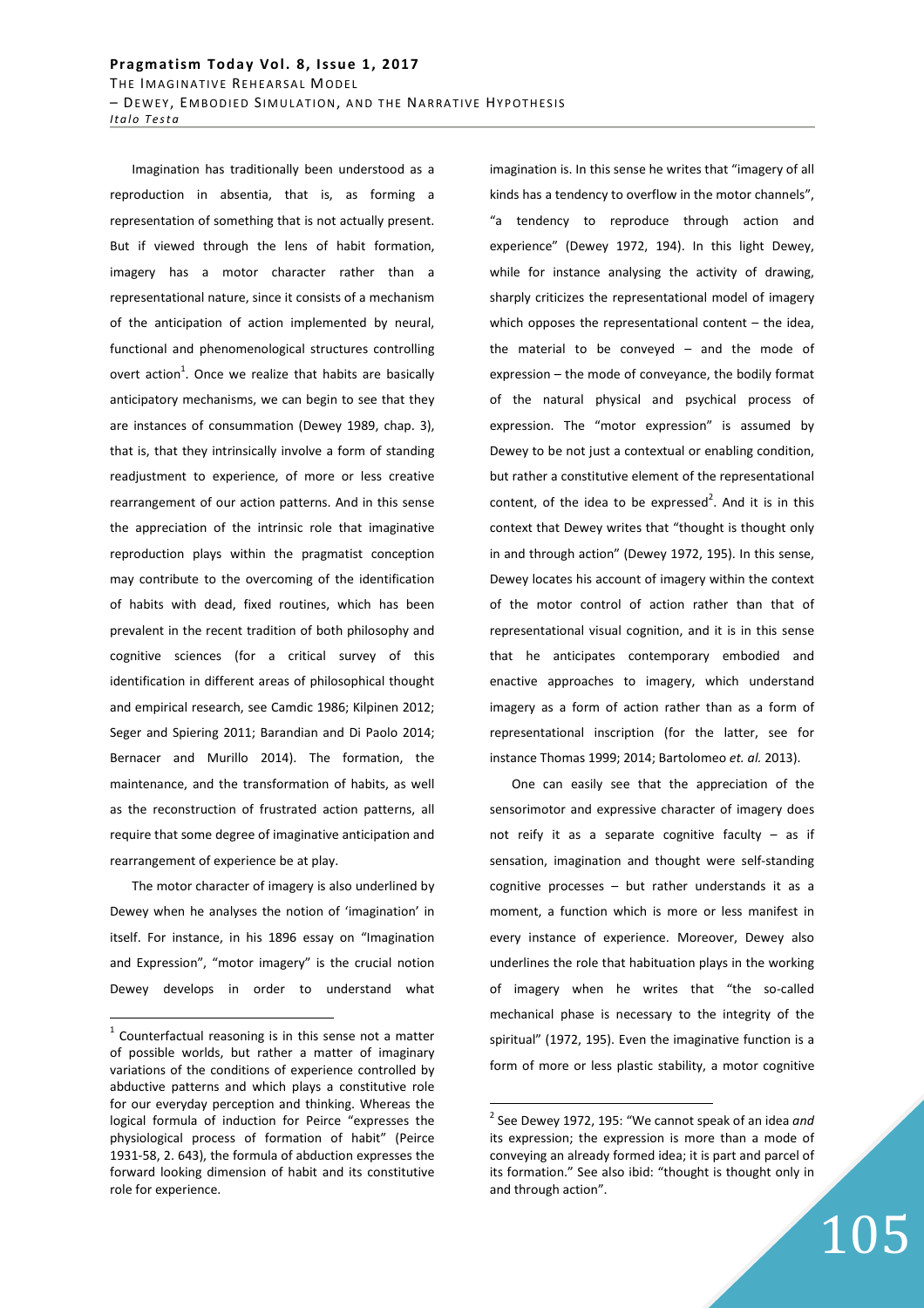Imagination has traditionally been understood as a reproduction in absentia, that is, as forming a representation of something that is not actually present. But if viewed through the lens of habit formation, imagery has a motor character rather than a representational nature, since it consists of a mechanism of the anticipation of action implemented by neural, functional and phenomenological structures controlling overt action[1]. Once we realize that habits are basically anticipatory mechanisms, we can begin to see that they are instances of consummation (Dewey 1989, chap. 3), that is, that they intrinsically involve a form of standing readjustment to experience, of more or less creative rearrangement of our action patterns. And in this sense the appreciation of the intrinsic role that imaginative reproduction plays within the pragmatist conception may contribute to the overcoming of the identification of habits with dead, fixed routines, which has been prevalent in the recent tradition of both philosophy and cognitive sciences (for a critical survey of this identification in different areas of philosophical thought and empirical research, see Camdic 1986; Kilpinen 2012; Seger and Spiering 2011; Barandian and Di Paolo 2014; Bernacer and Murillo 2014). The formation, the maintenance, and the transformation of habits, as well as the reconstruction of frustrated action patterns, all require that some degree of imaginative anticipation and rearrangement of experience be at play.

The motor character of imagery is also underlined by Dewey when he analyses the notion of 'imagination' in itself. For instance, in his 1896 essay on "Imagination and Expression", "motor imagery" is the crucial notion Dewey develops in order to understand what imagination is. In this sense he writes that "imagery of all kinds has a tendency to overflow in the motor channels", "a tendency to reproduce through action and experience" (Dewey 1972, 194). In this light Dewey, while for instance analysing the activity of drawing, sharply criticizes the representational model of imagery which opposes the representational content – the idea, the material to be conveyed – and the mode of expression – the mode of conveyance, the bodily format of the natural physical and psychical process of expression. The "motor expression" is assumed by Dewey to be not just a contextual or enabling condition, but rather a constitutive element of the representational content, of the idea to be expressed[2]. And it is in this context that Dewey writes that "thought is thought only in and through action" (Dewey 1972, 195). In this sense, Dewey locates his account of imagery within the context of the motor control of action rather than that of representational visual cognition, and it is in this sense that he anticipates contemporary embodied and enactive approaches to imagery, which understand imagery as a form of action rather than as a form of representational inscription (for the latter, see for instance Thomas 1999; 2014; Bartolomeo *et. al.* 2013).

One can easily see that the appreciation of the sensorimotor and expressive character of imagery does not reify it as a separate cognitive faculty – as if sensation, imagination and thought were self-standing cognitive processes – but rather understands it as a moment, a function which is more or less manifest in every instance of experience. Moreover, Dewey also underlines the role that habituation plays in the working of imagery when he writes that "the so-called mechanical phase is necessary to the integrity of the spiritual" (1972, 195). Even the imaginative function is a form of more or less plastic stability, a motor cognitive

---

[1] Counterfactual reasoning is in this sense not a matter of possible worlds, but rather a matter of imaginary variations of the conditions of experience controlled by abductive patterns and which plays a constitutive role for our everyday perception and thinking. Whereas the logical formula of induction for Peirce "expresses the physiological process of formation of habit" (Peirce 1931-58, 2. 643), the formula of abduction expresses the forward looking dimension of habit and its constitutive role for experience.

[2] See Dewey 1972, 195: "We cannot speak of an idea *and* its expression; the expression is more than a mode of conveying an already formed idea; it is part and parcel of its formation." See also ibid: "thought is thought only in and through action".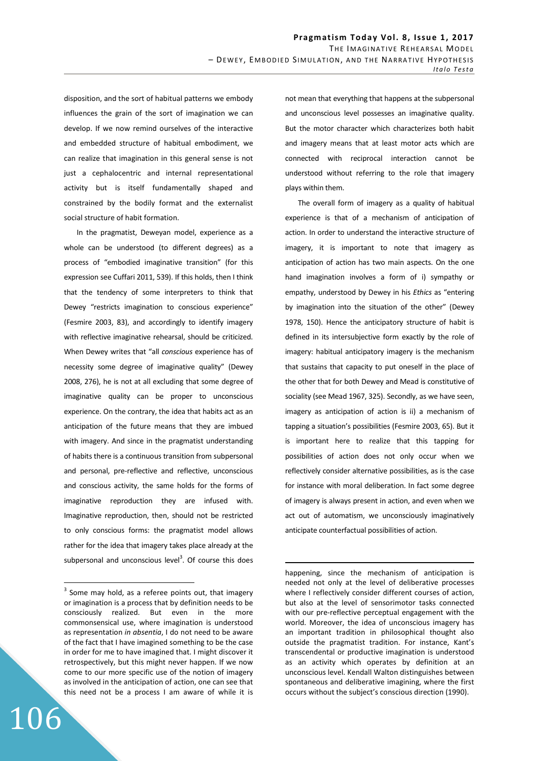disposition, and the sort of habitual patterns we embody influences the grain of the sort of imagination we can develop. If we now remind ourselves of the interactive and embedded structure of habitual embodiment, we can realize that imagination in this general sense is not just a cephalocentric and internal representational activity but is itself fundamentally shaped and constrained by the bodily format and the externalist social structure of habit formation.

In the pragmatist, Deweyan model, experience as a whole can be understood (to different degrees) as a process of "embodied imaginative transition" (for this expression see Cuffari 2011, 539). If this holds, then I think that the tendency of some interpreters to think that Dewey "restricts imagination to conscious experience" (Fesmire 2003, 83), and accordingly to identify imagery with reflective imaginative rehearsal, should be criticized. When Dewey writes that "all *conscious* experience has of necessity some degree of imaginative quality" (Dewey 2008, 276), he is not at all excluding that some degree of imaginative quality can be proper to unconscious experience. On the contrary, the idea that habits act as an anticipation of the future means that they are imbued with imagery. And since in the pragmatist understanding of habits there is a continuous transition from subpersonal and personal, pre-reflective and reflective, unconscious and conscious activity, the same holds for the forms of imaginative reproduction they are infused with. Imaginative reproduction, then, should not be restricted to only conscious forms: the pragmatist model allows rather for the idea that imagery takes place already at the subpersonal and unconscious level[3]. Of course this does not mean that everything that happens at the subpersonal and unconscious level possesses an imaginative quality. But the motor character which characterizes both habit and imagery means that at least motor acts which are connected with reciprocal interaction cannot be understood without referring to the role that imagery plays within them.

The overall form of imagery as a quality of habitual experience is that of a mechanism of anticipation of action. In order to understand the interactive structure of imagery, it is important to note that imagery as anticipation of action has two main aspects. On the one hand imagination involves a form of i) sympathy or empathy, understood by Dewey in his *Ethics* as "entering by imagination into the situation of the other" (Dewey 1978, 150). Hence the anticipatory structure of habit is defined in its intersubjective form exactly by the role of imagery: habitual anticipatory imagery is the mechanism that sustains that capacity to put oneself in the place of the other that for both Dewey and Mead is constitutive of sociality (see Mead 1967, 325). Secondly, as we have seen, imagery as anticipation of action is ii) a mechanism of tapping a situation's possibilities (Fesmire 2003, 65). But it is important here to realize that this tapping for possibilities of action does not only occur when we reflectively consider alternative possibilities, as is the case for instance with moral deliberation. In fact some degree of imagery is always present in action, and even when we act out of automatism, we unconsciously imaginatively anticipate counterfactual possibilities of action.

[3] Some may hold, as a referee points out, that imagery or imagination is a process that by definition needs to be consciously realized. But even in the more commonsensical use, where imagination is understood as representation *in absentia*, I do not need to be aware of the fact that I have imagined something to be the case in order for me to have imagined that. I might discover it retrospectively, but this might never happen. If we now come to our more specific use of the notion of imagery as involved in the anticipation of action, one can see that this need not be a process I am aware of while it is happening, since the mechanism of anticipation is needed not only at the level of deliberative processes where I reflectively consider different courses of action, but also at the level of sensorimotor tasks connected with our pre-reflective perceptual engagement with the world. Moreover, the idea of unconscious imagery has an important tradition in philosophical thought also outside the pragmatist tradition. For instance, Kant's transcendental or productive imagination is understood as an activity which operates by definition at an unconscious level. Kendall Walton distinguishes between spontaneous and deliberative imagining, where the first occurs without the subject's conscious direction (1990).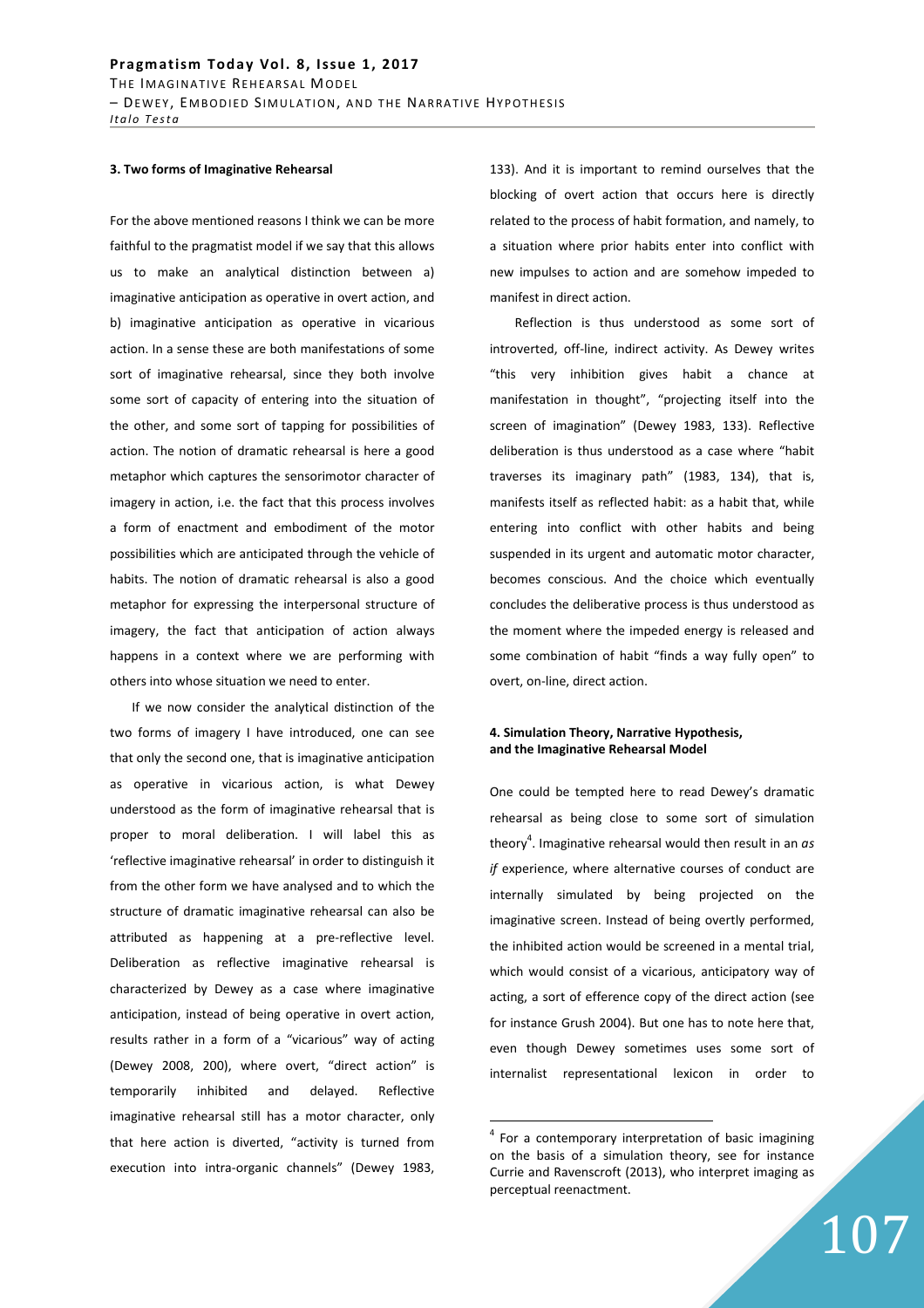### 3. Two forms of Imaginative Rehearsal

For the above mentioned reasons I think we can be more faithful to the pragmatist model if we say that this allows us to make an analytical distinction between a) imaginative anticipation as operative in overt action, and b) imaginative anticipation as operative in vicarious action. In a sense these are both manifestations of some sort of imaginative rehearsal, since they both involve some sort of capacity of entering into the situation of the other, and some sort of tapping for possibilities of action. The notion of dramatic rehearsal is here a good metaphor which captures the sensorimotor character of imagery in action, i.e. the fact that this process involves a form of enactment and embodiment of the motor possibilities which are anticipated through the vehicle of habits. The notion of dramatic rehearsal is also a good metaphor for expressing the interpersonal structure of imagery, the fact that anticipation of action always happens in a context where we are performing with others into whose situation we need to enter.

If we now consider the analytical distinction of the two forms of imagery I have introduced, one can see that only the second one, that is imaginative anticipation as operative in vicarious action, is what Dewey understood as the form of imaginative rehearsal that is proper to moral deliberation. I will label this as 'reflective imaginative rehearsal' in order to distinguish it from the other form we have analysed and to which the structure of dramatic imaginative rehearsal can also be attributed as happening at a pre-reflective level. Deliberation as reflective imaginative rehearsal is characterized by Dewey as a case where imaginative anticipation, instead of being operative in overt action, results rather in a form of a "vicarious" way of acting (Dewey 2008, 200), where overt, "direct action" is temporarily inhibited and delayed. Reflective imaginative rehearsal still has a motor character, only that here action is diverted, "activity is turned from execution into intra-organic channels" (Dewey 1983, 133). And it is important to remind ourselves that the blocking of overt action that occurs here is directly related to the process of habit formation, and namely, to a situation where prior habits enter into conflict with new impulses to action and are somehow impeded to manifest in direct action.

Reflection is thus understood as some sort of introverted, off-line, indirect activity. As Dewey writes "this very inhibition gives habit a chance at manifestation in thought", "projecting itself into the screen of imagination" (Dewey 1983, 133). Reflective deliberation is thus understood as a case where "habit traverses its imaginary path" (1983, 134), that is, manifests itself as reflected habit: as a habit that, while entering into conflict with other habits and being suspended in its urgent and automatic motor character, becomes conscious. And the choice which eventually concludes the deliberative process is thus understood as the moment where the impeded energy is released and some combination of habit "finds a way fully open" to overt, on-line, direct action.

### 4. Simulation Theory, Narrative Hypothesis, and the Imaginative Rehearsal Model

One could be tempted here to read Dewey's dramatic rehearsal as being close to some sort of simulation theory[4]. Imaginative rehearsal would then result in an *as if* experience, where alternative courses of conduct are internally simulated by being projected on the imaginative screen. Instead of being overtly performed, the inhibited action would be screened in a mental trial, which would consist of a vicarious, anticipatory way of acting, a sort of efference copy of the direct action (see for instance Grush 2004). But one has to note here that, even though Dewey sometimes uses some sort of internalist representational lexicon in order to

[4] For a contemporary interpretation of basic imagining on the basis of a simulation theory, see for instance Currie and Ravenscroft (2013), who interpret imaging as perceptual reenactment.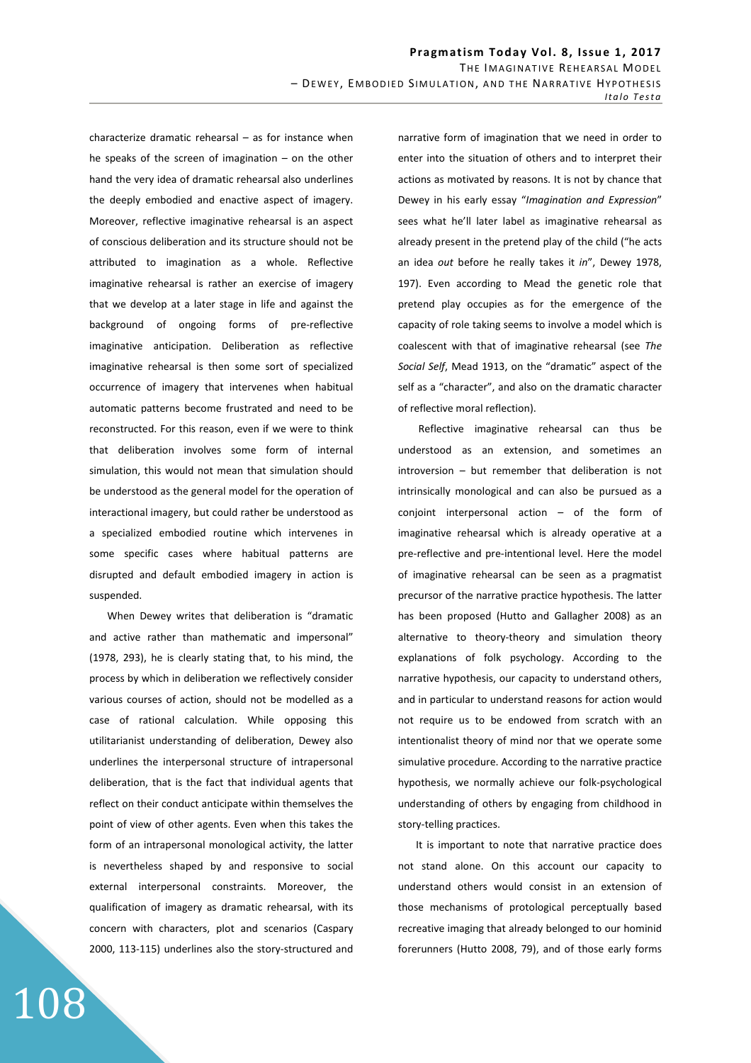characterize dramatic rehearsal – as for instance when he speaks of the screen of imagination – on the other hand the very idea of dramatic rehearsal also underlines the deeply embodied and enactive aspect of imagery. Moreover, reflective imaginative rehearsal is an aspect of conscious deliberation and its structure should not be attributed to imagination as a whole. Reflective imaginative rehearsal is rather an exercise of imagery that we develop at a later stage in life and against the background of ongoing forms of pre-reflective imaginative anticipation. Deliberation as reflective imaginative rehearsal is then some sort of specialized occurrence of imagery that intervenes when habitual automatic patterns become frustrated and need to be reconstructed. For this reason, even if we were to think that deliberation involves some form of internal simulation, this would not mean that simulation should be understood as the general model for the operation of interactional imagery, but could rather be understood as a specialized embodied routine which intervenes in some specific cases where habitual patterns are disrupted and default embodied imagery in action is suspended.

When Dewey writes that deliberation is "dramatic and active rather than mathematic and impersonal" (1978, 293), he is clearly stating that, to his mind, the process by which in deliberation we reflectively consider various courses of action, should not be modelled as a case of rational calculation. While opposing this utilitarianist understanding of deliberation, Dewey also underlines the interpersonal structure of intrapersonal deliberation, that is the fact that individual agents that reflect on their conduct anticipate within themselves the point of view of other agents. Even when this takes the form of an intrapersonal monological activity, the latter is nevertheless shaped by and responsive to social external interpersonal constraints. Moreover, the qualification of imagery as dramatic rehearsal, with its concern with characters, plot and scenarios (Caspary 2000, 113-115) underlines also the story-structured and narrative form of imagination that we need in order to enter into the situation of others and to interpret their actions as motivated by reasons. It is not by chance that Dewey in his early essay "*Imagination and Expression*" sees what he'll later label as imaginative rehearsal as already present in the pretend play of the child ("he acts an idea *out* before he really takes it *in*", Dewey 1978, 197). Even according to Mead the genetic role that pretend play occupies as for the emergence of the capacity of role taking seems to involve a model which is coalescent with that of imaginative rehearsal (see *The Social Self*, Mead 1913, on the "dramatic" aspect of the self as a "character", and also on the dramatic character of reflective moral reflection).

Reflective imaginative rehearsal can thus be understood as an extension, and sometimes an introversion – but remember that deliberation is not intrinsically monological and can also be pursued as a conjoint interpersonal action – of the form of imaginative rehearsal which is already operative at a pre-reflective and pre-intentional level. Here the model of imaginative rehearsal can be seen as a pragmatist precursor of the narrative practice hypothesis. The latter has been proposed (Hutto and Gallagher 2008) as an alternative to theory-theory and simulation theory explanations of folk psychology. According to the narrative hypothesis, our capacity to understand others, and in particular to understand reasons for action would not require us to be endowed from scratch with an intentionalist theory of mind nor that we operate some simulative procedure. According to the narrative practice hypothesis, we normally achieve our folk-psychological understanding of others by engaging from childhood in story-telling practices.

It is important to note that narrative practice does not stand alone. On this account our capacity to understand others would consist in an extension of those mechanisms of protological perceptually based recreative imaging that already belonged to our hominid forerunners (Hutto 2008, 79), and of those early forms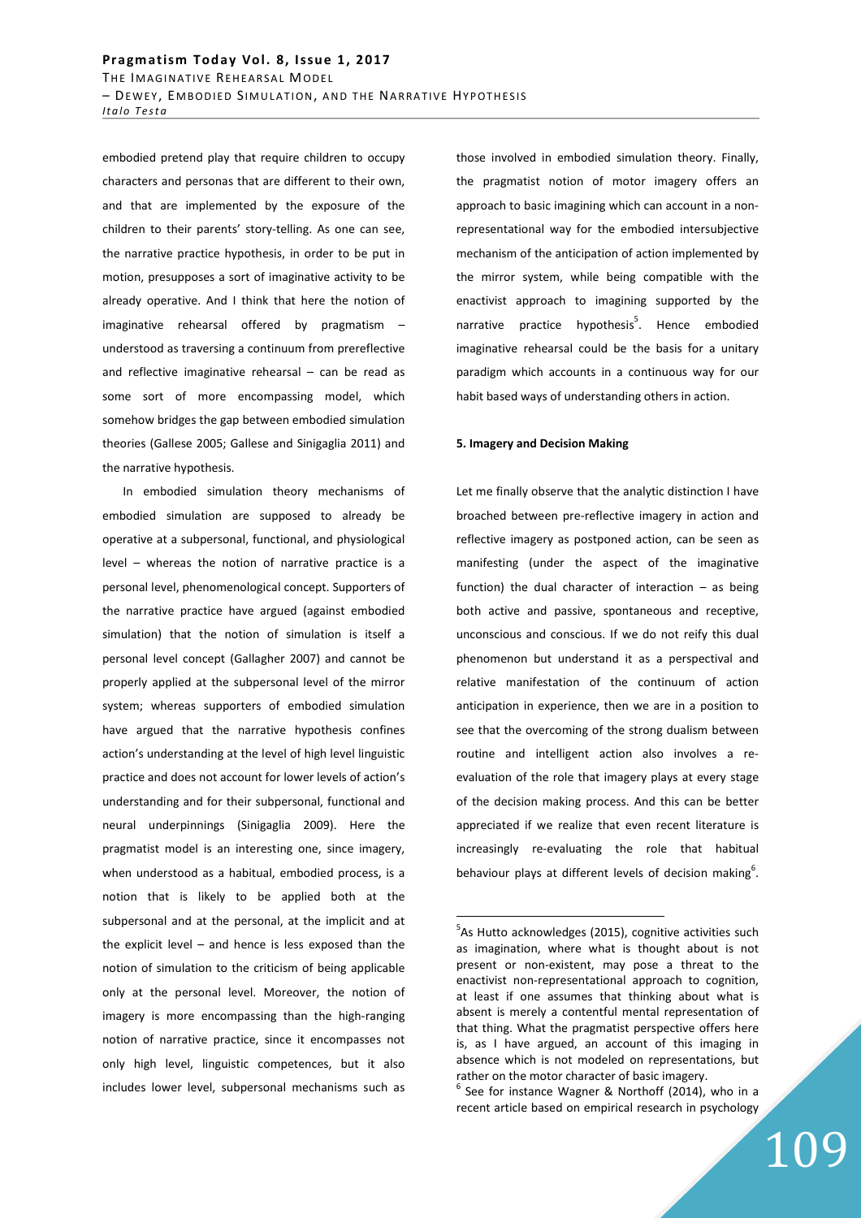embodied pretend play that require children to occupy characters and personas that are different to their own, and that are implemented by the exposure of the children to their parents' story-telling. As one can see, the narrative practice hypothesis, in order to be put in motion, presupposes a sort of imaginative activity to be already operative. And I think that here the notion of imaginative rehearsal offered by pragmatism – understood as traversing a continuum from prereflective and reflective imaginative rehearsal – can be read as some sort of more encompassing model, which somehow bridges the gap between embodied simulation theories (Gallese 2005; Gallese and Sinigaglia 2011) and the narrative hypothesis.

In embodied simulation theory mechanisms of embodied simulation are supposed to already be operative at a subpersonal, functional, and physiological level – whereas the notion of narrative practice is a personal level, phenomenological concept. Supporters of the narrative practice have argued (against embodied simulation) that the notion of simulation is itself a personal level concept (Gallagher 2007) and cannot be properly applied at the subpersonal level of the mirror system; whereas supporters of embodied simulation have argued that the narrative hypothesis confines action's understanding at the level of high level linguistic practice and does not account for lower levels of action's understanding and for their subpersonal, functional and neural underpinnings (Sinigaglia 2009). Here the pragmatist model is an interesting one, since imagery, when understood as a habitual, embodied process, is a notion that is likely to be applied both at the subpersonal and at the personal, at the implicit and at the explicit level – and hence is less exposed than the notion of simulation to the criticism of being applicable only at the personal level. Moreover, the notion of imagery is more encompassing than the high-ranging notion of narrative practice, since it encompasses not only high level, linguistic competences, but it also includes lower level, subpersonal mechanisms such as those involved in embodied simulation theory. Finally, the pragmatist notion of motor imagery offers an approach to basic imagining which can account in a non-representational way for the embodied intersubjective mechanism of the anticipation of action implemented by the mirror system, while being compatible with the enactivist approach to imagining supported by the narrative practice hypothesis[5]. Hence embodied imaginative rehearsal could be the basis for a unitary paradigm which accounts in a continuous way for our habit based ways of understanding others in action.

**5. Imagery and Decision Making**

Let me finally observe that the analytic distinction I have broached between pre-reflective imagery in action and reflective imagery as postponed action, can be seen as manifesting (under the aspect of the imaginative function) the dual character of interaction – as being both active and passive, spontaneous and receptive, unconscious and conscious. If we do not reify this dual phenomenon but understand it as a perspectival and relative manifestation of the continuum of action anticipation in experience, then we are in a position to see that the overcoming of the strong dualism between routine and intelligent action also involves a re-evaluation of the role that imagery plays at every stage of the decision making process. And this can be better appreciated if we realize that even recent literature is increasingly re-evaluating the role that habitual behaviour plays at different levels of decision making[6].

---

[5]As Hutto acknowledges (2015), cognitive activities such as imagination, where what is thought about is not present or non-existent, may pose a threat to the enactivist non-representational approach to cognition, at least if one assumes that thinking about what is absent is merely a contentful mental representation of that thing. What the pragmatist perspective offers here is, as I have argued, an account of this imaging in absence which is not modeled on representations, but rather on the motor character of basic imagery.

[6] See for instance Wagner & Northoff (2014), who in a recent article based on empirical research in psychology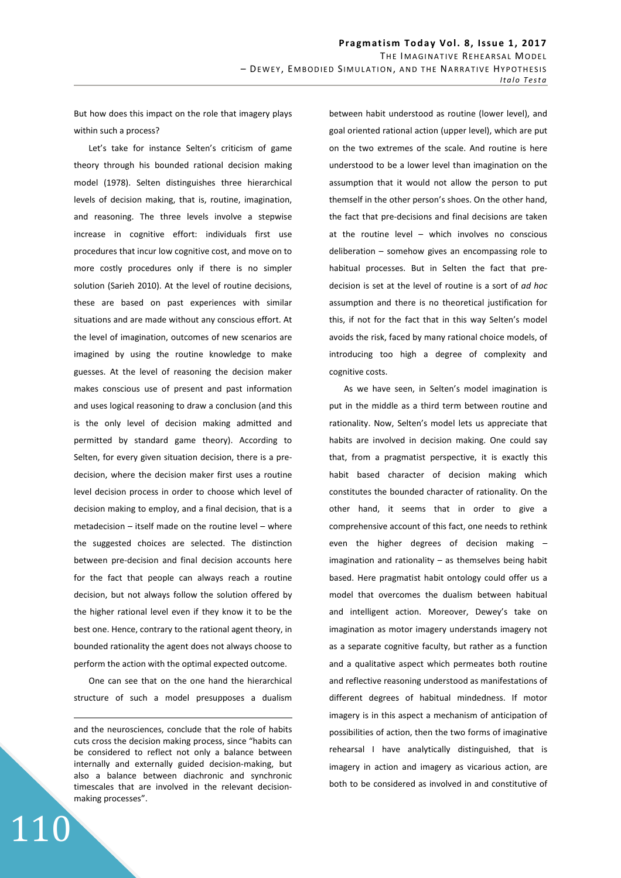But how does this impact on the role that imagery plays within such a process?

Let's take for instance Selten's criticism of game theory through his bounded rational decision making model (1978). Selten distinguishes three hierarchical levels of decision making, that is, routine, imagination, and reasoning. The three levels involve a stepwise increase in cognitive effort: individuals first use procedures that incur low cognitive cost, and move on to more costly procedures only if there is no simpler solution (Sarieh 2010). At the level of routine decisions, these are based on past experiences with similar situations and are made without any conscious effort. At the level of imagination, outcomes of new scenarios are imagined by using the routine knowledge to make guesses. At the level of reasoning the decision maker makes conscious use of present and past information and uses logical reasoning to draw a conclusion (and this is the only level of decision making admitted and permitted by standard game theory). According to Selten, for every given situation decision, there is a pre-decision, where the decision maker first uses a routine level decision process in order to choose which level of decision making to employ, and a final decision, that is a metadecision – itself made on the routine level – where the suggested choices are selected. The distinction between pre-decision and final decision accounts here for the fact that people can always reach a routine decision, but not always follow the solution offered by the higher rational level even if they know it to be the best one. Hence, contrary to the rational agent theory, in bounded rationality the agent does not always choose to perform the action with the optimal expected outcome.

One can see that on the one hand the hierarchical structure of such a model presupposes a dualism between habit understood as routine (lower level), and goal oriented rational action (upper level), which are put on the two extremes of the scale. And routine is here understood to be a lower level than imagination on the assumption that it would not allow the person to put themself in the other person's shoes. On the other hand, the fact that pre-decisions and final decisions are taken at the routine level – which involves no conscious deliberation – somehow gives an encompassing role to habitual processes. But in Selten the fact that pre-decision is set at the level of routine is a sort of *ad hoc* assumption and there is no theoretical justification for this, if not for the fact that in this way Selten's model avoids the risk, faced by many rational choice models, of introducing too high a degree of complexity and cognitive costs.

As we have seen, in Selten's model imagination is put in the middle as a third term between routine and rationality. Now, Selten's model lets us appreciate that habits are involved in decision making. One could say that, from a pragmatist perspective, it is exactly this habit based character of decision making which constitutes the bounded character of rationality. On the other hand, it seems that in order to give a comprehensive account of this fact, one needs to rethink even the higher degrees of decision making – imagination and rationality – as themselves being habit based. Here pragmatist habit ontology could offer us a model that overcomes the dualism between habitual and intelligent action. Moreover, Dewey's take on imagination as motor imagery understands imagery not as a separate cognitive faculty, but rather as a function and a qualitative aspect which permeates both routine and reflective reasoning understood as manifestations of different degrees of habitual mindedness. If motor imagery is in this aspect a mechanism of anticipation of possibilities of action, then the two forms of imaginative rehearsal I have analytically distinguished, that is imagery in action and imagery as vicarious action, are both to be considered as involved in and constitutive of

---

and the neurosciences, conclude that the role of habits cuts cross the decision making process, since "habits can be considered to reflect not only a balance between internally and externally guided decision-making, but also a balance between diachronic and synchronic timescales that are involved in the relevant decision-making processes".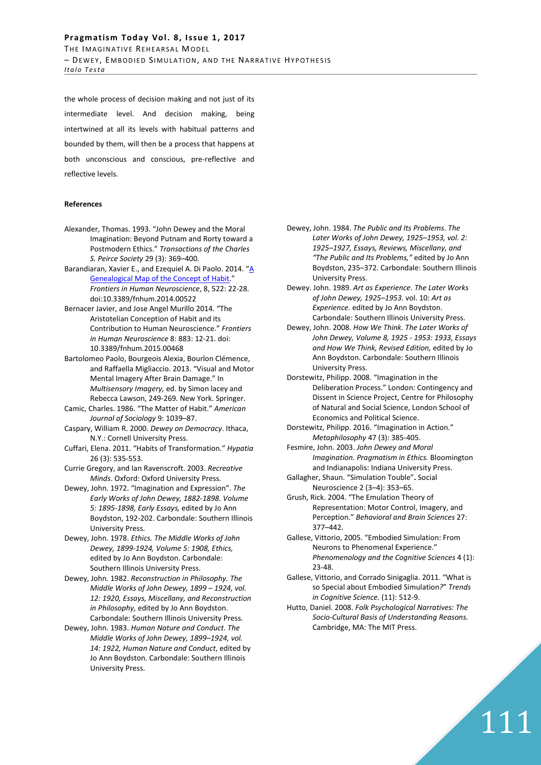the whole process of decision making and not just of its intermediate level. And decision making, being intertwined at all its levels with habitual patterns and bounded by them, will then be a process that happens at both unconscious and conscious, pre-reflective and reflective levels.

**References**

Alexander, Thomas. 1993. "John Dewey and the Moral Imagination: Beyond Putnam and Rorty toward a Postmodern Ethics." *Transactions of the Charles S. Peirce Society* 29 (3): 369–400.

Barandiaran, Xavier E., and Ezequiel A. Di Paolo. 2014. "A Genealogical Map of the Concept of Habit." *Frontiers in Human Neuroscience*, 8, 522: 22-28. doi:10.3389/fnhum.2014.00522

Bernacer Javier, and Jose Angel Murillo 2014. "The Aristotelian Conception of Habit and its Contribution to Human Neuroscience." *Frontiers in Human Neuroscience* 8: 883: 12-21. doi: 10.3389/fnhum.2015.00468

Bartolomeo Paolo, Bourgeois Alexia, Bourlon Clémence, and Raffaella Migliaccio. 2013. "Visual and Motor Mental Imagery After Brain Damage." In *Multisensory Imagery,* ed. by Simon lacey and Rebecca Lawson, 249-269. New York. Springer.

Camic, Charles. 1986. "The Matter of Habit." *American Journal of Sociology* 9: 1039–87.

Caspary, William R. 2000. *Dewey on Democracy*. Ithaca, N.Y.: Cornell University Press.

Cuffari, Elena. 2011. "Habits of Transformation." *Hypatia* 26 (3): 535-553.

Currie Gregory, and Ian Ravenscroft. 2003. *Recreative Minds*. Oxford: Oxford University Press.

Dewey, John. 1972. "Imagination and Expression". *The Early Works of John Dewey, 1882-1898. Volume 5: 1895-1898, Early Essays,* edited by Jo Ann Boydston, 192-202. Carbondale: Southern Illinois University Press.

Dewey, John. 1978. *Ethics. The Middle Works of John Dewey, 1899-1924, Volume 5: 1908, Ethics,* edited by Jo Ann Boydston. Carbondale: Southern Illinois University Press.

Dewey, John. 1982. *Reconstruction in Philosophy. The Middle Works of John Dewey, 1899 – 1924, vol. 12: 1920, Essays, Miscellany, and Reconstruction in Philosophy,* edited by Jo Ann Boydston. Carbondale: Southern Illinois University Press.

Dewey, John. 1983. *Human Nature and Conduct*. *The Middle Works of John Dewey, 1899–1924, vol. 14: 1922, Human Nature and Conduct*, edited by Jo Ann Boydston. Carbondale: Southern Illinois University Press.

Dewey, John. 1984. *The Public and Its Problems*. *The Later Works of John Dewey, 1925–1953, vol. 2: 1925–1927, Essays, Reviews, Miscellany, and "The Public and Its Problems,"* edited by Jo Ann Boydston, 235–372. Carbondale: Southern Illinois University Press.

Dewey. John. 1989. *Art as Experience*. *The Later Works of John Dewey, 1925–1953*. vol. 10: *Art as Experience.* edited by Jo Ann Boydston. Carbondale: Southern Illinois University Press.

Dewey, John. 2008. *How We Think. The Later Works of John Dewey, Volume 8, 1925 - 1953: 1933, Essays and How We Think, Revised Edition,* edited by Jo Ann Boydston. Carbondale: Southern Illinois University Press.

Dorstewitz, Philipp. 2008. "Imagination in the Deliberation Process." London: Contingency and Dissent in Science Project, Centre for Philosophy of Natural and Social Science, London School of Economics and Political Science.

Dorstewitz, Philipp. 2016. "Imagination in Action." *Metaphilosophy* 47 (3): 385-405.

Fesmire, John. 2003. *John Dewey and Moral Imagination. Pragmatism in Ethics.* Bloomington and Indianapolis: Indiana University Press.

Gallagher, Shaun. "Simulation Touble"**.** Social Neuroscience 2 (3–4): 353–65.

Grush, Rick. 2004. "The Emulation Theory of Representation: Motor Control, Imagery, and Perception." *Behavioral and Brain Sciences* 27: 377–442.

Gallese, Vittorio, 2005. "Embodied Simulation: From Neurons to Phenomenal Experience." *Phenomenology and the Cognitive Sciences* 4 (1): 23-48.

Gallese, Vittorio, and Corrado Sinigaglia. 2011. "What is so Special about Embodied Simulation*?*" *Trends in Cognitive Science.* (11): 512-9.

Hutto, Daniel. 2008. *Folk Psychological Narratives: The Socio-Cultural Basis of Understanding Reasons.* Cambridge, MA: The MIT Press.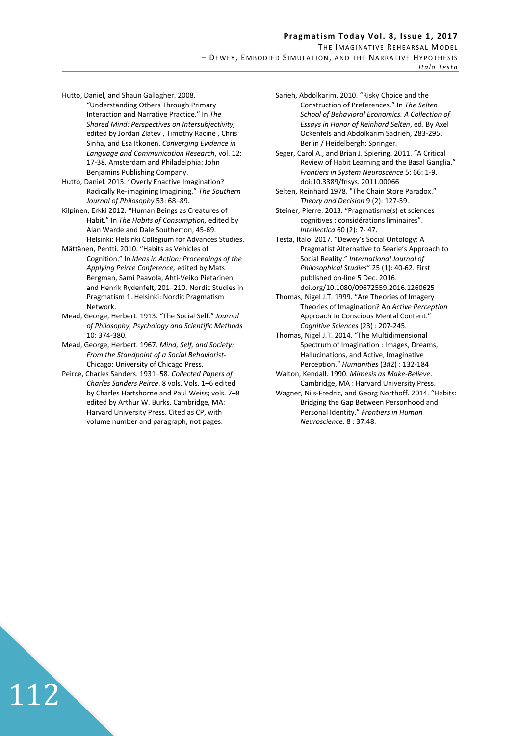Hutto, Daniel, and Shaun Gallagher. 2008. "Understanding Others Through Primary Interaction and Narrative Practice." In *The Shared Mind: Perspectives on Intersubjectivity,* edited by Jordan Zlatev , Timothy Racine , Chris Sinha, and Esa Itkonen. *Converging Evidence in Language and Communication Research*, vol. 12: 17-38. Amsterdam and Philadelphia: John Benjamins Publishing Company.

Hutto, Daniel. 2015. "Overly Enactive Imagination? Radically Re-imagining Imagining." *The Southern Journal of Philosophy* 53: 68–89.

Kilpinen, Erkki 2012. "Human Beings as Creatures of Habit." In *The Habits of Consumption,* edited by Alan Warde and Dale Southerton, 45-69. Helsinki: Helsinki Collegium for Advances Studies.

Mättänen, Pentti. 2010. "Habits as Vehicles of Cognition." In *Ideas in Action: Proceedings of the Applying Peirce Conference,* edited by Mats Bergman, Sami Paavola, Ahti-Veiko Pietarinen, and Henrik Rydenfelt, 201–210. Nordic Studies in Pragmatism 1. Helsinki: Nordic Pragmatism Network.

Mead, George, Herbert. 1913. "The Social Self." *Journal of Philosophy, Psychology and Scientific Methods* 10: 374-380.

Mead, George, Herbert. 1967. *Mind, Self, and Society: From the Standpoint of a Social Behaviorist*- Chicago: University of Chicago Press.

Peirce, Charles Sanders. 1931–58. *Collected Papers of Charles Sanders Peirce*. 8 vols. Vols. 1–6 edited by Charles Hartshorne and Paul Weiss; vols. 7–8 edited by Arthur W. Burks. Cambridge, MA: Harvard University Press. Cited as CP, with volume number and paragraph, not pages.

Sarieh, Abdolkarim. 2010. "Risky Choice and the Construction of Preferences." In *The Selten School of Behavioral Economics. A Collection of Essays in Honor of Reinhard Selten*, ed. By Axel Ockenfels and Abdolkarim Sadrieh, 283-295. Berlin / Heidelbergh: Springer.

Seger, Carol A., and Brian J. Spiering. 2011. "A Critical Review of Habit Learning and the Basal Ganglia." *Frontiers in System Neuroscience* 5: 66: 1-9. doi:10.3389/fnsys. 2011.00066

Selten, Reinhard 1978. "The Chain Store Paradox." *Theory and Decision* 9 (2): 127-59.

Steiner, Pierre. 2013. "Pragmatisme(s) et sciences cognitives : considérations liminaires". *Intellectica* 60 (2): 7- 47.

Testa, Italo. 2017. "Dewey's Social Ontology: A Pragmatist Alternative to Searle's Approach to Social Reality." *International Journal of Philosophical Studies*" 25 (1): 40-62. First published on-line 5 Dec. 2016. doi.org/10.1080/09672559.2016.1260625

Thomas, Nigel J.T. 1999. "Are Theories of Imagery Theories of Imagination? An *Active Perception* Approach to Conscious Mental Content." *Cognitive Sciences* (23) : 207-245.

Thomas, Nigel J.T. 2014. "The Multidimensional Spectrum of Imagination : Images, Dreams, Hallucinations, and Active, Imaginative Perception." *Humanities* (3#2) : 132-184

Walton, Kendall. 1990. *Mimesis as Make-Believe*. Cambridge, MA : Harvard University Press.

Wagner, Nils-Fredric, and Georg Northoff. 2014. "Habits: Bridging the Gap Between Personhood and Personal Identity." *Frontiers in Human Neuroscience.* 8 : 37.48.